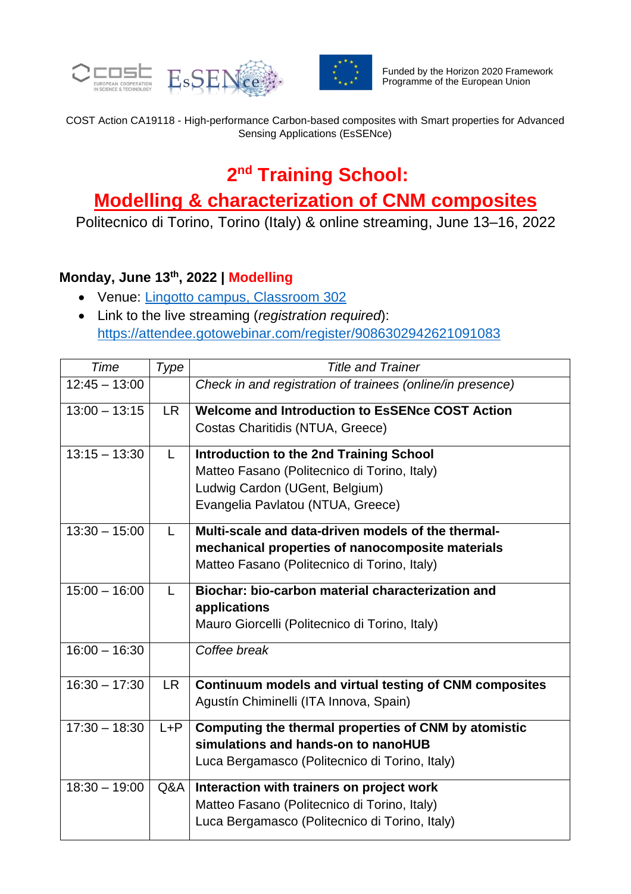Funded by the Horizon 2020 Framework Programme of the European Union

COST Action CA19118 - High-performance Carbon-based composites with Smart properties for Advanced Sensing Applications (EsSENce)

# 2nd Training School: Modelling & characterization of CNM composites

Politecnico di Torino, Torino (Italy) & online streaming, June 13–16, 2022

### Monday, June 13th, 2022 | Modelling

- Venue: [Lingotto campus, Classroom 302]()
- Link to the live streaming (*registration required*): https://attendee.gotowebinar.com/register/9086302942621091083

| *Time* | *Type* | *Title and Trainer* |
|---|---|---|
| 12:45 – 13:00 | | *Check in and registration of trainees (online/in presence)* |
| 13:00 – 13:15 | LR | **Welcome and Introduction to EsSENce COST Action**<br>Costas Charitidis (NTUA, Greece) |
| 13:15 – 13:30 | L | **Introduction to the 2nd Training School**<br>Matteo Fasano (Politecnico di Torino, Italy)<br>Ludwig Cardon (UGent, Belgium)<br>Evangelia Pavlatou (NTUA, Greece) |
| 13:30 – 15:00 | L | **Multi-scale and data-driven models of the thermal-mechanical properties of nanocomposite materials**<br>Matteo Fasano (Politecnico di Torino, Italy) |
| 15:00 – 16:00 | L | **Biochar: bio-carbon material characterization and applications**<br>Mauro Giorcelli (Politecnico di Torino, Italy) |
| 16:00 – 16:30 | | *Coffee break* |
| 16:30 – 17:30 | LR | **Continuum models and virtual testing of CNM composites**<br>Agustín Chiminelli (ITA Innova, Spain) |
| 17:30 – 18:30 | L+P | **Computing the thermal properties of CNM by atomistic simulations and hands-on to nanoHUB**<br>Luca Bergamasco (Politecnico di Torino, Italy) |
| 18:30 – 19:00 | Q&A | **Interaction with trainers on project work**<br>Matteo Fasano (Politecnico di Torino, Italy)<br>Luca Bergamasco (Politecnico di Torino, Italy) |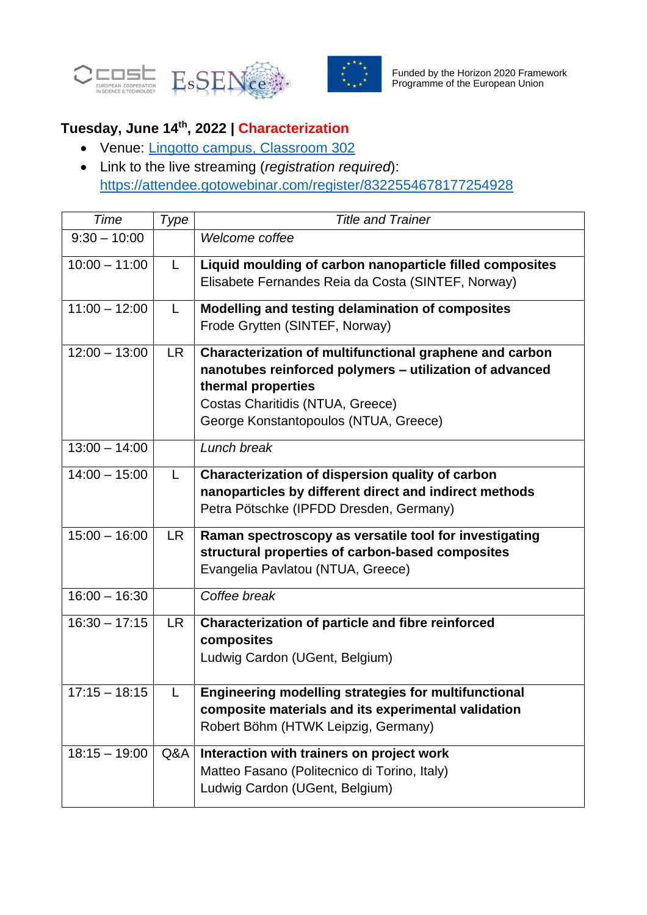Funded by the Horizon 2020 Framework Programme of the European Union

## Tuesday, June 14th, 2022 | Characterization

- Venue: [Lingotto campus, Classroom 302]
- Link to the live streaming (*registration required*): https://attendee.gotowebinar.com/register/8322554678177254928

| *Time* | *Type* | *Title and Trainer* |
|---|---|---|
| 9:30 – 10:00 | | *Welcome coffee* |
| 10:00 – 11:00 | L | **Liquid moulding of carbon nanoparticle filled composites**<br>Elisabete Fernandes Reia da Costa (SINTEF, Norway) |
| 11:00 – 12:00 | L | **Modelling and testing delamination of composites**<br>Frode Grytten (SINTEF, Norway) |
| 12:00 – 13:00 | LR | **Characterization of multifunctional graphene and carbon nanotubes reinforced polymers – utilization of advanced thermal properties**<br>Costas Charitidis (NTUA, Greece)<br>George Konstantopoulos (NTUA, Greece) |
| 13:00 – 14:00 | | *Lunch break* |
| 14:00 – 15:00 | L | **Characterization of dispersion quality of carbon nanoparticles by different direct and indirect methods**<br>Petra Pötschke (IPFDD Dresden, Germany) |
| 15:00 – 16:00 | LR | **Raman spectroscopy as versatile tool for investigating structural properties of carbon-based composites**<br>Evangelia Pavlatou (NTUA, Greece) |
| 16:00 – 16:30 | | *Coffee break* |
| 16:30 – 17:15 | LR | **Characterization of particle and fibre reinforced composites**<br>Ludwig Cardon (UGent, Belgium) |
| 17:15 – 18:15 | L | **Engineering modelling strategies for multifunctional composite materials and its experimental validation**<br>Robert Böhm (HTWK Leipzig, Germany) |
| 18:15 – 19:00 | Q&A | **Interaction with trainers on project work**<br>Matteo Fasano (Politecnico di Torino, Italy)<br>Ludwig Cardon (UGent, Belgium) |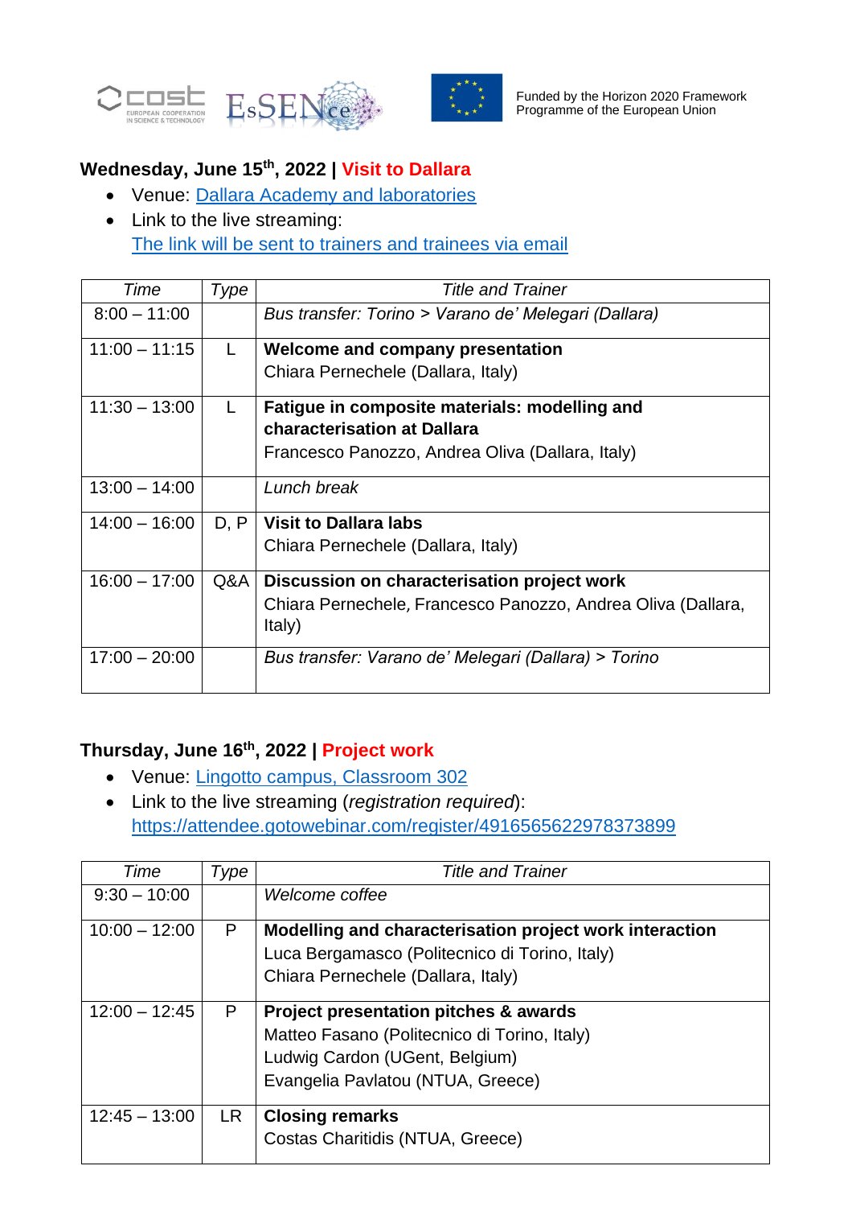### Wednesday, June 15th, 2022 | Visit to Dallara

- Venue: [Dallara Academy and laboratories]
- Link to the live streaming:
  [The link will be sent to trainers and trainees via email]

| *Time* | *Type* | *Title and Trainer* |
|---|---|---|
| 8:00 – 11:00 | | *Bus transfer: Torino > Varano de' Melegari (Dallara)* |
| 11:00 – 11:15 | L | **Welcome and company presentation**<br>Chiara Pernechele (Dallara, Italy) |
| 11:30 – 13:00 | L | **Fatigue in composite materials: modelling and characterisation at Dallara**<br>Francesco Panozzo, Andrea Oliva (Dallara, Italy) |
| 13:00 – 14:00 | | *Lunch break* |
| 14:00 – 16:00 | D, P | **Visit to Dallara labs**<br>Chiara Pernechele (Dallara, Italy) |
| 16:00 – 17:00 | Q&A | **Discussion on characterisation project work**<br>Chiara Pernechele, Francesco Panozzo, Andrea Oliva (Dallara, Italy) |
| 17:00 – 20:00 | | *Bus transfer: Varano de' Melegari (Dallara) > Torino* |

### Thursday, June 16th, 2022 | Project work

- Venue: [Lingotto campus, Classroom 302]
- Link to the live streaming (*registration required*):
  https://attendee.gotowebinar.com/register/4916565622978373899

| *Time* | *Type* | *Title and Trainer* |
|---|---|---|
| 9:30 – 10:00 | | *Welcome coffee* |
| 10:00 – 12:00 | P | **Modelling and characterisation project work interaction**<br>Luca Bergamasco (Politecnico di Torino, Italy)<br>Chiara Pernechele (Dallara, Italy) |
| 12:00 – 12:45 | P | **Project presentation pitches & awards**<br>Matteo Fasano (Politecnico di Torino, Italy)<br>Ludwig Cardon (UGent, Belgium)<br>Evangelia Pavlatou (NTUA, Greece) |
| 12:45 – 13:00 | LR | **Closing remarks**<br>Costas Charitidis (NTUA, Greece) |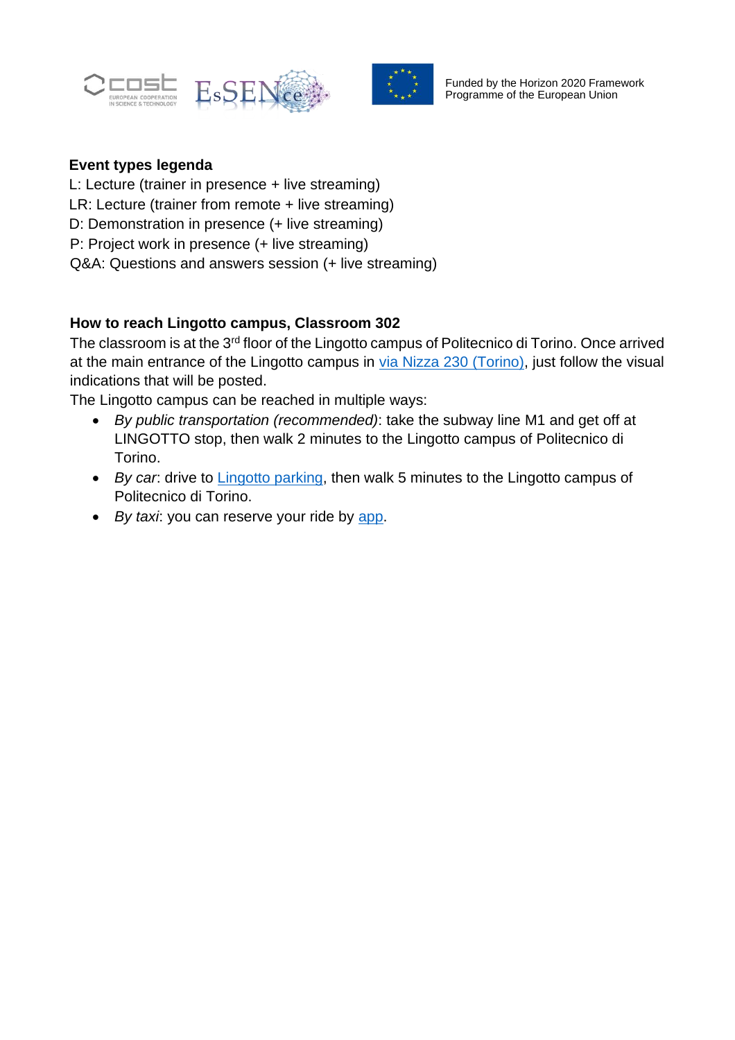Funded by the Horizon 2020 Framework Programme of the European Union

**Event types legenda**

L: Lecture (trainer in presence + live streaming)
LR: Lecture (trainer from remote + live streaming)
D: Demonstration in presence (+ live streaming)
P: Project work in presence (+ live streaming)
Q&A: Questions and answers session (+ live streaming)

**How to reach Lingotto campus, Classroom 302**

The classroom is at the 3rd floor of the Lingotto campus of Politecnico di Torino. Once arrived at the main entrance of the Lingotto campus in via Nizza 230 (Torino), just follow the visual indications that will be posted.

The Lingotto campus can be reached in multiple ways:

- *By public transportation (recommended)*: take the subway line M1 and get off at LINGOTTO stop, then walk 2 minutes to the Lingotto campus of Politecnico di Torino.
- *By car*: drive to Lingotto parking, then walk 5 minutes to the Lingotto campus of Politecnico di Torino.
- *By taxi*: you can reserve your ride by app.